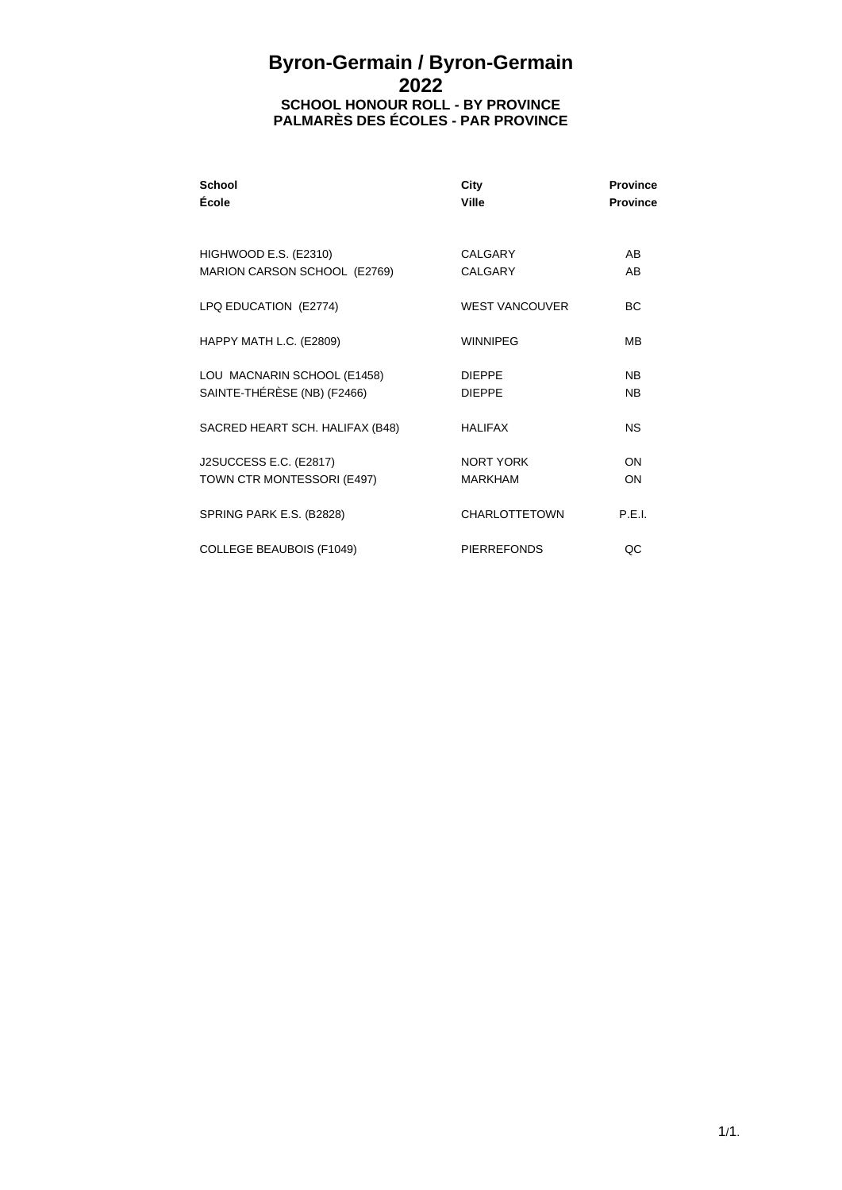# Byron-Germain / Byron-Germain
## 2022
### SCHOOL HONOUR ROLL - BY PROVINCE
### PALMARÈS DES ÉCOLES - PAR PROVINCE

| School<br>École | City<br>Ville | Province<br>Province |
|---|---|---|
| HIGHWOOD E.S. (E2310) | CALGARY | AB |
| MARION CARSON SCHOOL (E2769) | CALGARY | AB |
| LPQ EDUCATION (E2774) | WEST VANCOUVER | BC |
| HAPPY MATH L.C. (E2809) | WINNIPEG | MB |
| LOU MACNARIN SCHOOL (E1458) | DIEPPE | NB |
| SAINTE-THÉRÈSE (NB) (F2466) | DIEPPE | NB |
| SACRED HEART SCH. HALIFAX (B48) | HALIFAX | NS |
| J2SUCCESS E.C. (E2817) | NORT YORK | ON |
| TOWN CTR MONTESSORI (E497) | MARKHAM | ON |
| SPRING PARK E.S. (B2828) | CHARLOTTETOWN | P.E.I. |
| COLLEGE BEAUBOIS (F1049) | PIERREFONDS | QC |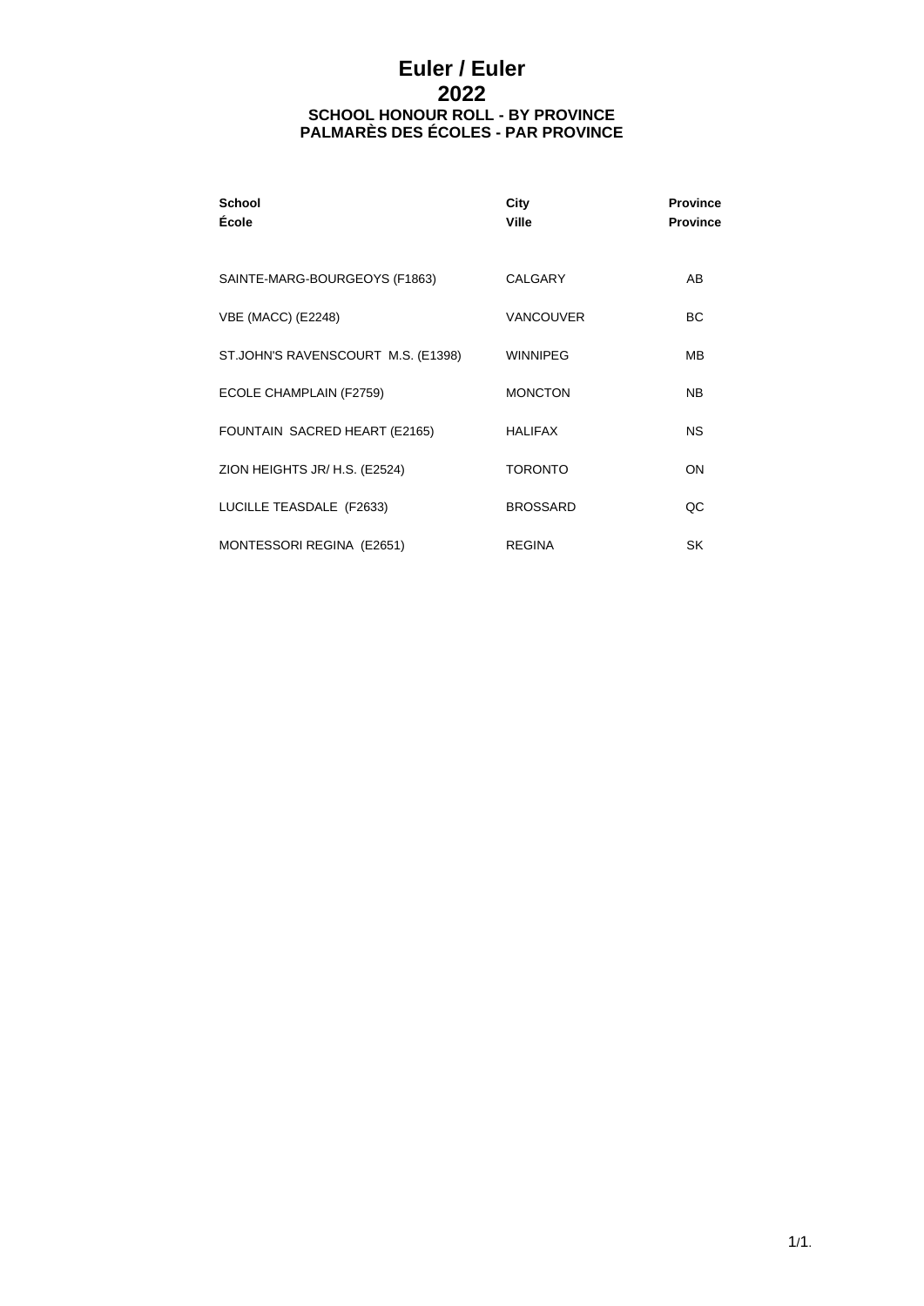# Euler / Euler

## 2022

### SCHOOL HONOUR ROLL - BY PROVINCE
### PALMARÈS DES ÉCOLES - PAR PROVINCE

| School<br>École | City<br>Ville | Province<br>Province |
|---|---|---|
| SAINTE-MARG-BOURGEOYS (F1863) | CALGARY | AB |
| VBE (MACC) (E2248) | VANCOUVER | BC |
| ST.JOHN'S RAVENSCOURT M.S. (E1398) | WINNIPEG | MB |
| ECOLE CHAMPLAIN (F2759) | MONCTON | NB |
| FOUNTAIN SACRED HEART (E2165) | HALIFAX | NS |
| ZION HEIGHTS JR/ H.S. (E2524) | TORONTO | ON |
| LUCILLE TEASDALE (F2633) | BROSSARD | QC |
| MONTESSORI REGINA (E2651) | REGINA | SK |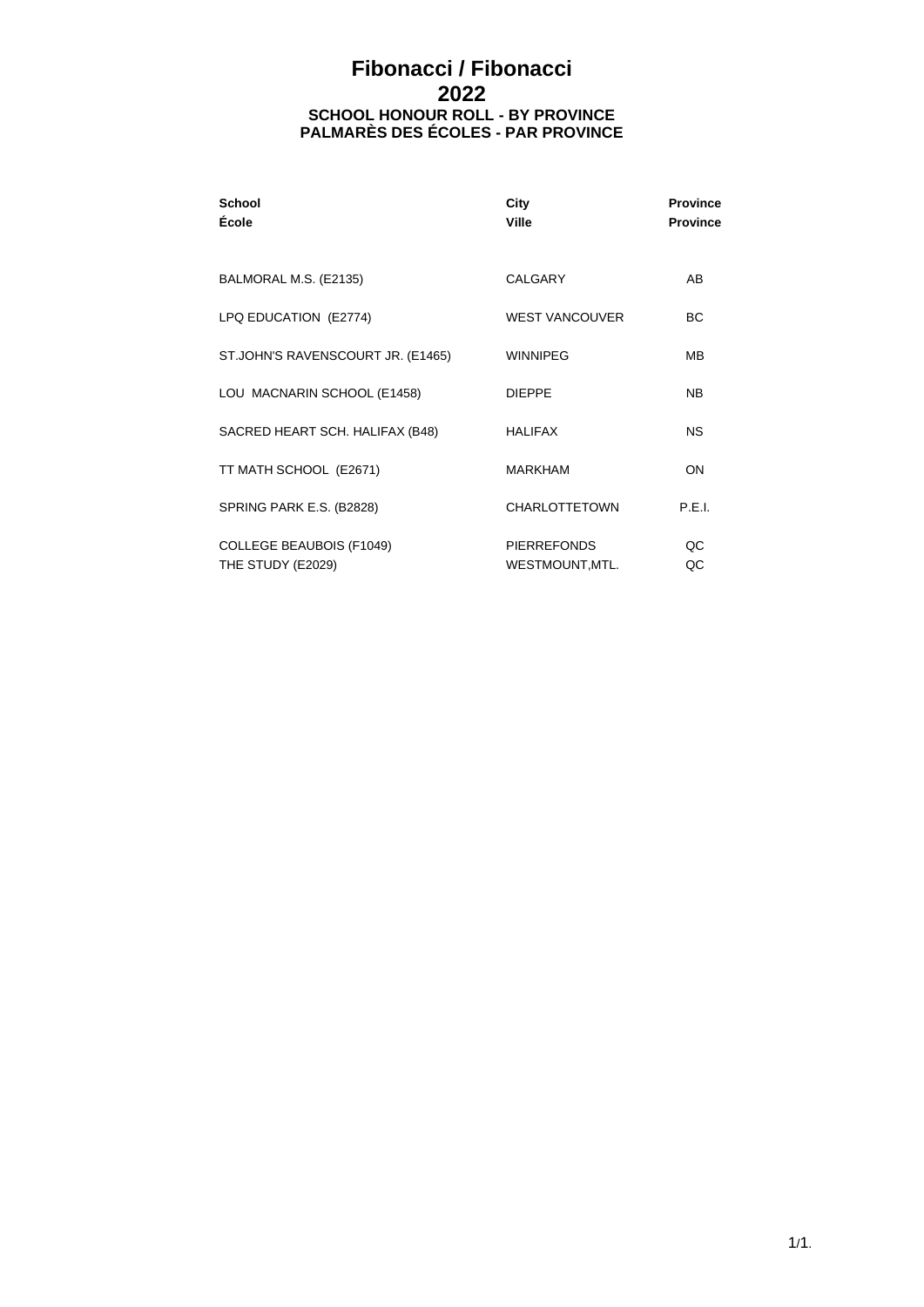# Fibonacci / Fibonacci
## 2022
### SCHOOL HONOUR ROLL - BY PROVINCE
### PALMARÈS DES ÉCOLES - PAR PROVINCE

| School<br>École | City<br>Ville | Province<br>Province |
|---|---|---|
| BALMORAL M.S. (E2135) | CALGARY | AB |
| LPQ EDUCATION (E2774) | WEST VANCOUVER | BC |
| ST.JOHN'S RAVENSCOURT JR. (E1465) | WINNIPEG | MB |
| LOU MACNARIN SCHOOL (E1458) | DIEPPE | NB |
| SACRED HEART SCH. HALIFAX (B48) | HALIFAX | NS |
| TT MATH SCHOOL (E2671) | MARKHAM | ON |
| SPRING PARK E.S. (B2828) | CHARLOTTETOWN | P.E.I. |
| COLLEGE BEAUBOIS (F1049) | PIERREFONDS | QC |
| THE STUDY (E2029) | WESTMOUNT,MTL. | QC |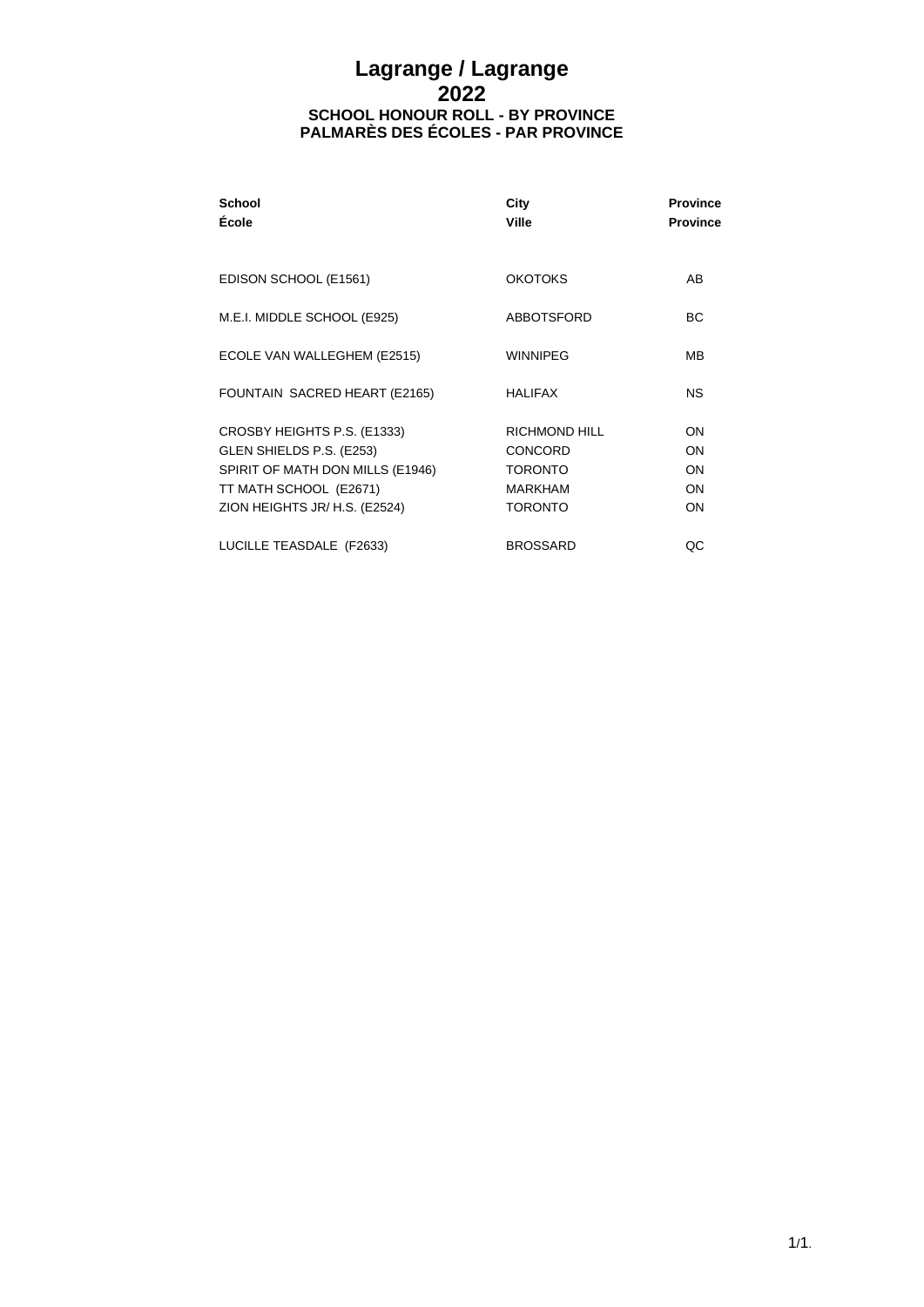# Lagrange / Lagrange

## 2022

### SCHOOL HONOUR ROLL - BY PROVINCE
### PALMARÈS DES ÉCOLES - PAR PROVINCE

| School<br>École | City<br>Ville | Province<br>Province |
|---|---|---|
| EDISON SCHOOL (E1561) | OKOTOKS | AB |
| M.E.I. MIDDLE SCHOOL (E925) | ABBOTSFORD | BC |
| ECOLE VAN WALLEGHEM (E2515) | WINNIPEG | MB |
| FOUNTAIN SACRED HEART (E2165) | HALIFAX | NS |
| CROSBY HEIGHTS P.S. (E1333) | RICHMOND HILL | ON |
| GLEN SHIELDS P.S. (E253) | CONCORD | ON |
| SPIRIT OF MATH DON MILLS (E1946) | TORONTO | ON |
| TT MATH SCHOOL (E2671) | MARKHAM | ON |
| ZION HEIGHTS JR/ H.S. (E2524) | TORONTO | ON |
| LUCILLE TEASDALE (F2633) | BROSSARD | QC |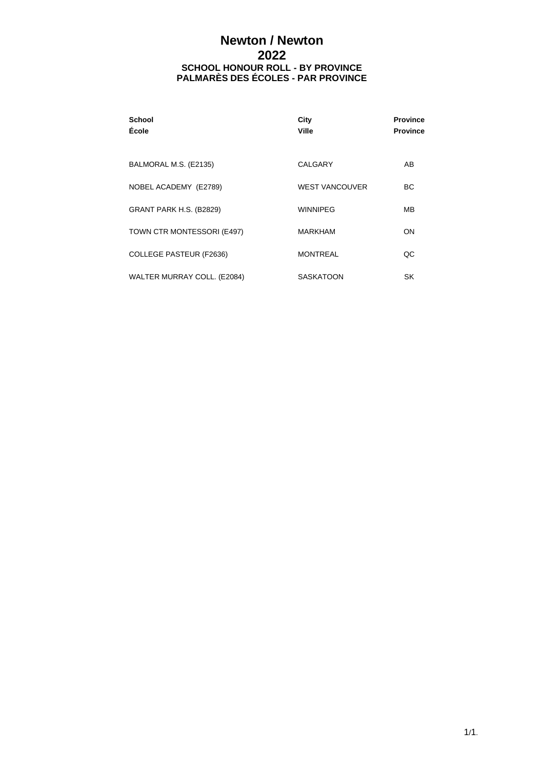# Newton / Newton
## 2022
### SCHOOL HONOUR ROLL - BY PROVINCE
### PALMARÈS DES ÉCOLES - PAR PROVINCE

| School<br>École | City<br>Ville | Province<br>Province |
|---|---|---|
| BALMORAL M.S. (E2135) | CALGARY | AB |
| NOBEL ACADEMY (E2789) | WEST VANCOUVER | BC |
| GRANT PARK H.S. (B2829) | WINNIPEG | MB |
| TOWN CTR MONTESSORI (E497) | MARKHAM | ON |
| COLLEGE PASTEUR (F2636) | MONTREAL | QC |
| WALTER MURRAY COLL. (E2084) | SASKATOON | SK |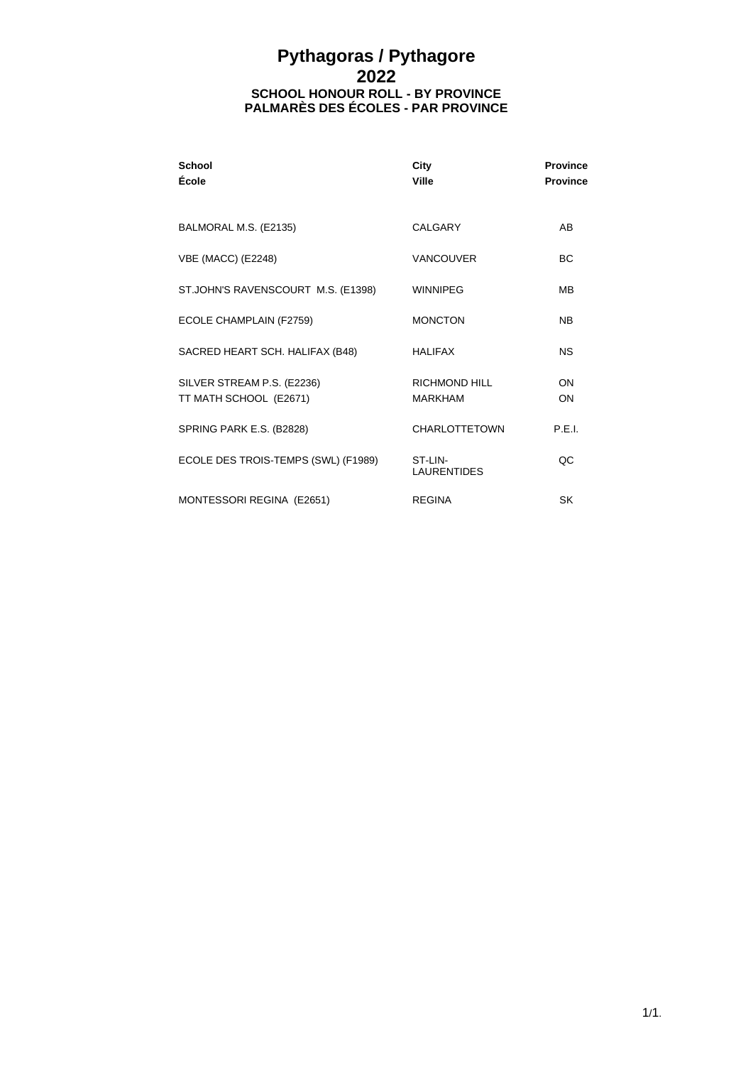# Pythagoras / Pythagore
## 2022
### SCHOOL HONOUR ROLL - BY PROVINCE
### PALMARÈS DES ÉCOLES - PAR PROVINCE

| School<br>École | City<br>Ville | Province<br>Province |
|---|---|---|
| BALMORAL M.S. (E2135) | CALGARY | AB |
| VBE (MACC) (E2248) | VANCOUVER | BC |
| ST.JOHN'S RAVENSCOURT M.S. (E1398) | WINNIPEG | MB |
| ECOLE CHAMPLAIN (F2759) | MONCTON | NB |
| SACRED HEART SCH. HALIFAX (B48) | HALIFAX | NS |
| SILVER STREAM P.S. (E2236) | RICHMOND HILL | ON |
| TT MATH SCHOOL (E2671) | MARKHAM | ON |
| SPRING PARK E.S. (B2828) | CHARLOTTETOWN | P.E.I. |
| ECOLE DES TROIS-TEMPS (SWL) (F1989) | ST-LIN-LAURENTIDES | QC |
| MONTESSORI REGINA (E2651) | REGINA | SK |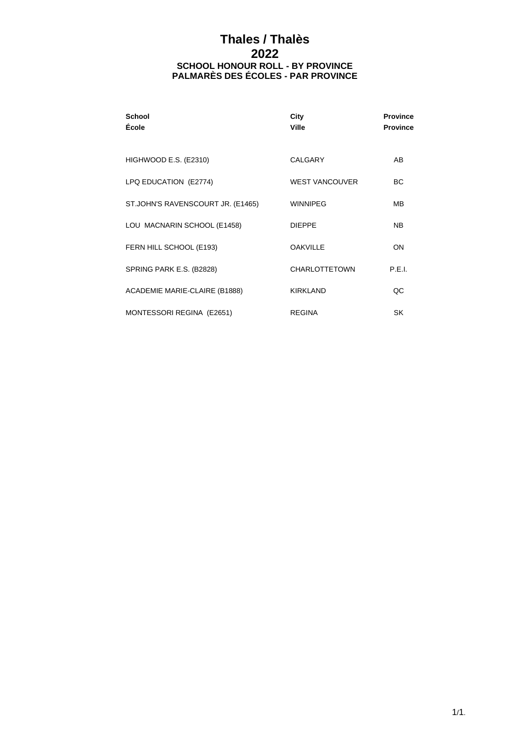# Thales / Thalès

# 2022

### SCHOOL HONOUR ROLL - BY PROVINCE
### PALMARÈS DES ÉCOLES - PAR PROVINCE

| School<br>École | City<br>Ville | Province<br>Province |
|---|---|---|
| HIGHWOOD E.S. (E2310) | CALGARY | AB |
| LPQ EDUCATION (E2774) | WEST VANCOUVER | BC |
| ST.JOHN'S RAVENSCOURT JR. (E1465) | WINNIPEG | MB |
| LOU MACNARIN SCHOOL (E1458) | DIEPPE | NB |
| FERN HILL SCHOOL (E193) | OAKVILLE | ON |
| SPRING PARK E.S. (B2828) | CHARLOTTETOWN | P.E.I. |
| ACADEMIE MARIE-CLAIRE (B1888) | KIRKLAND | QC |
| MONTESSORI REGINA (E2651) | REGINA | SK |